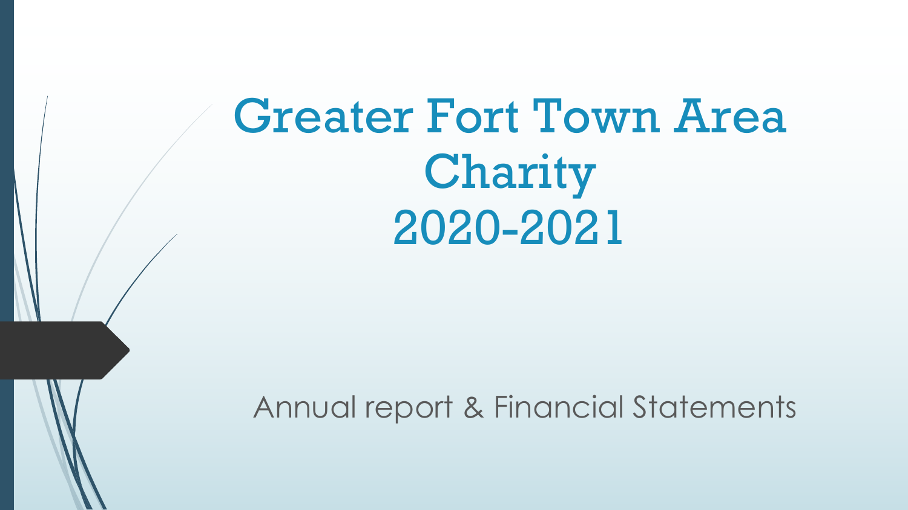# Greater Fort Town Area Charity 2020-2021

Annual report & Financial Statements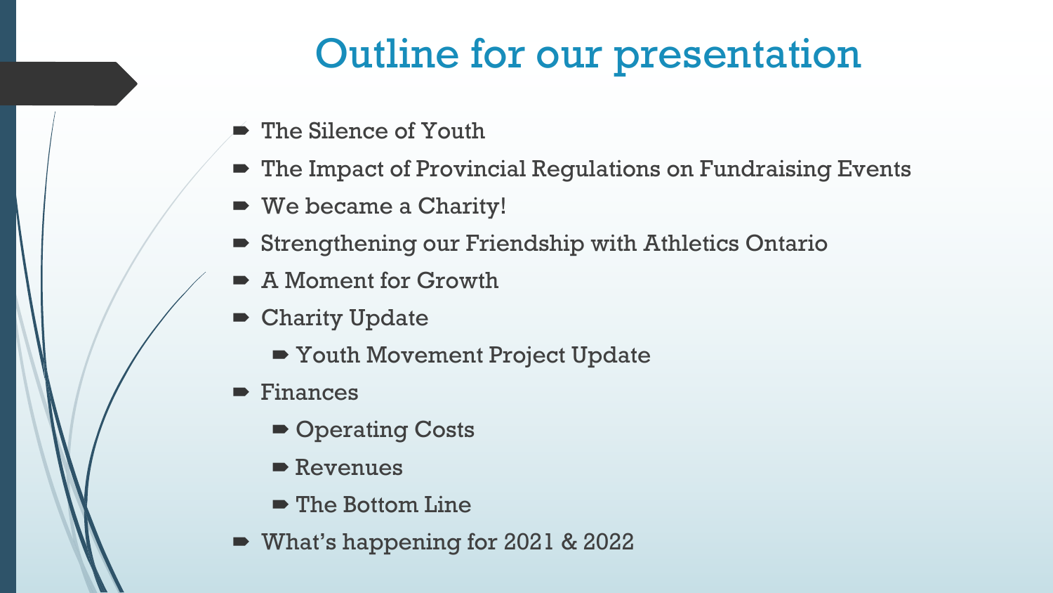# Outline for our presentation

- The Silence of Youth
- The Impact of Provincial Regulations on Fundraising Events
- We became a Charity!
- Strengthening our Friendship with Athletics Ontario
- A Moment for Growth
- Charity Update
  - Youth Movement Project Update
- Finances
  - Operating Costs
  - Revenues
  - The Bottom Line
- What's happening for 2021 & 2022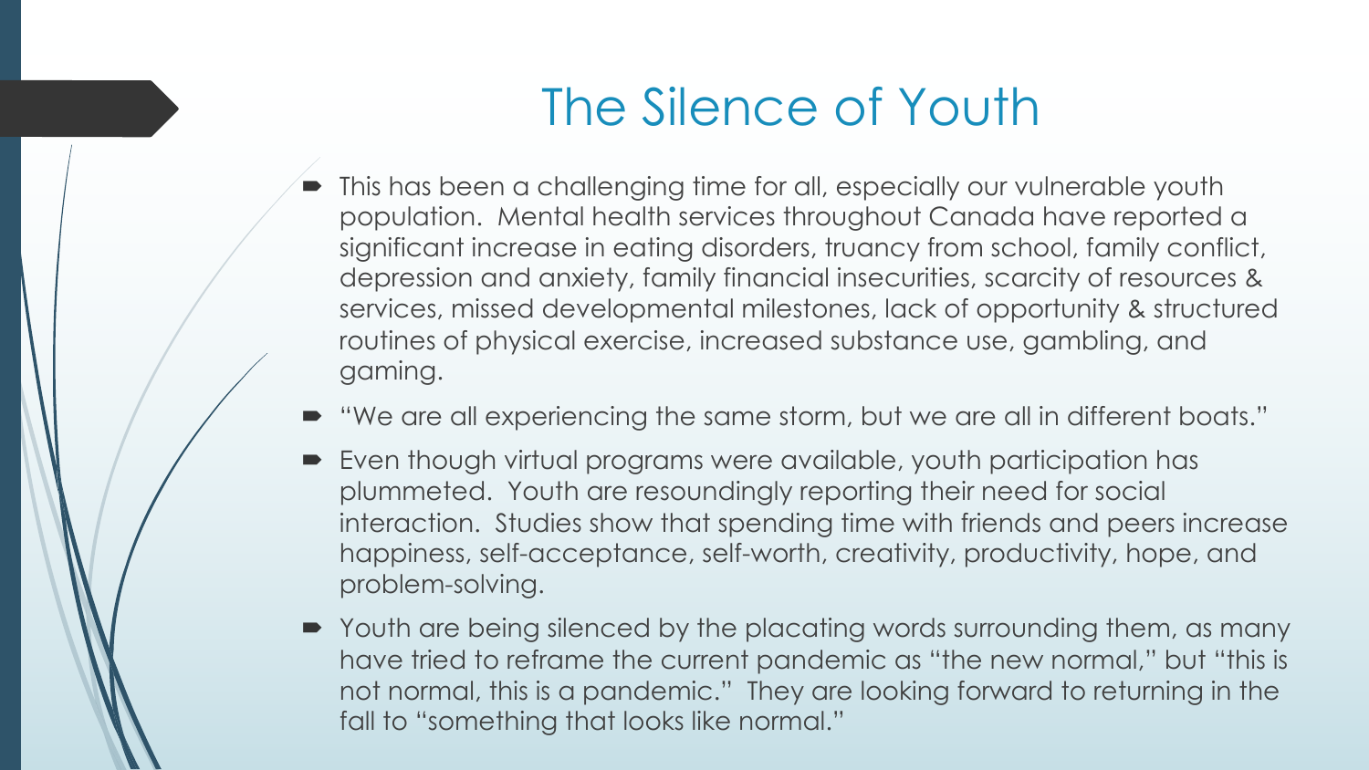# The Silence of Youth

- This has been a challenging time for all, especially our vulnerable youth population. Mental health services throughout Canada have reported a significant increase in eating disorders, truancy from school, family conflict, depression and anxiety, family financial insecurities, scarcity of resources & services, missed developmental milestones, lack of opportunity & structured routines of physical exercise, increased substance use, gambling, and gaming.
- "We are all experiencing the same storm, but we are all in different boats."
- Even though virtual programs were available, youth participation has plummeted. Youth are resoundingly reporting their need for social interaction. Studies show that spending time with friends and peers increase happiness, self-acceptance, self-worth, creativity, productivity, hope, and problem-solving.
- Youth are being silenced by the placating words surrounding them, as many have tried to reframe the current pandemic as "the new normal," but "this is not normal, this is a pandemic." They are looking forward to returning in the fall to "something that looks like normal."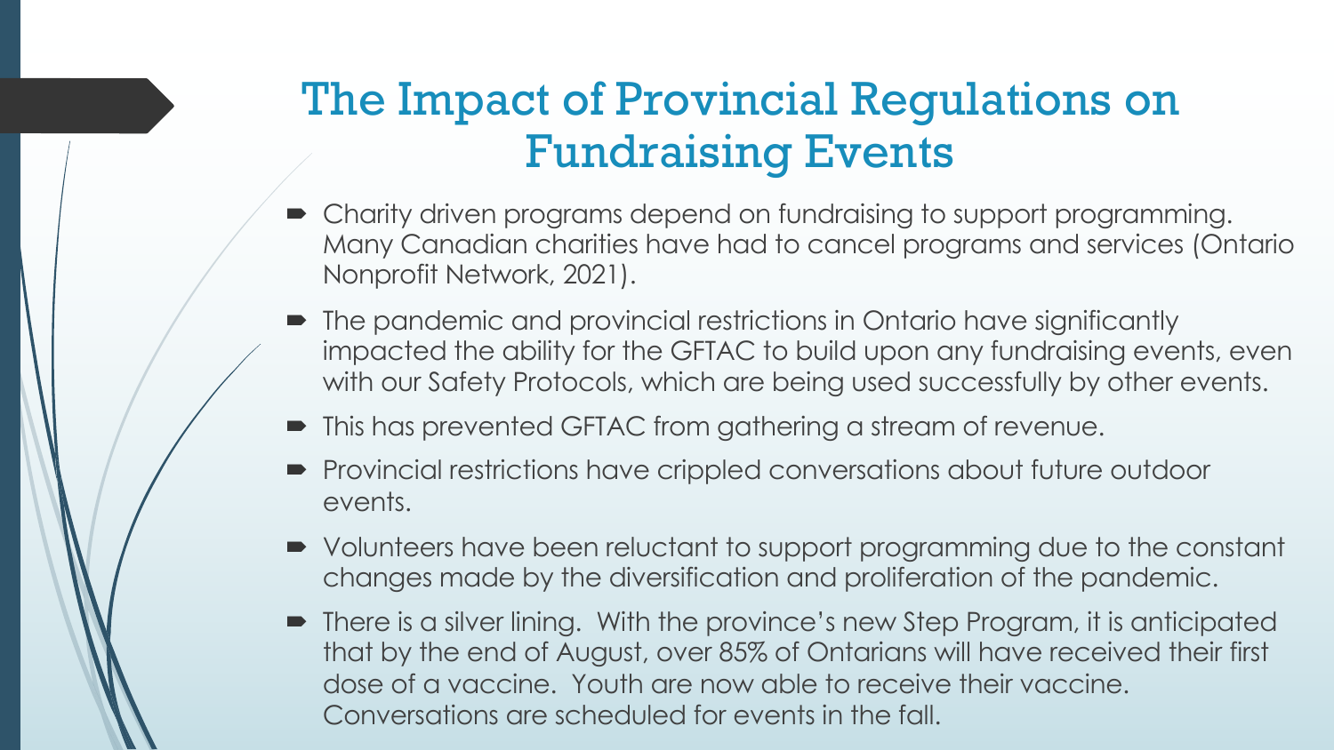# The Impact of Provincial Regulations on Fundraising Events

- Charity driven programs depend on fundraising to support programming. Many Canadian charities have had to cancel programs and services (Ontario Nonprofit Network, 2021).
- The pandemic and provincial restrictions in Ontario have significantly impacted the ability for the GFTAC to build upon any fundraising events, even with our Safety Protocols, which are being used successfully by other events.
- This has prevented GFTAC from gathering a stream of revenue.
- Provincial restrictions have crippled conversations about future outdoor events.
- Volunteers have been reluctant to support programming due to the constant changes made by the diversification and proliferation of the pandemic.
- There is a silver lining. With the province's new Step Program, it is anticipated that by the end of August, over 85% of Ontarians will have received their first dose of a vaccine. Youth are now able to receive their vaccine. Conversations are scheduled for events in the fall.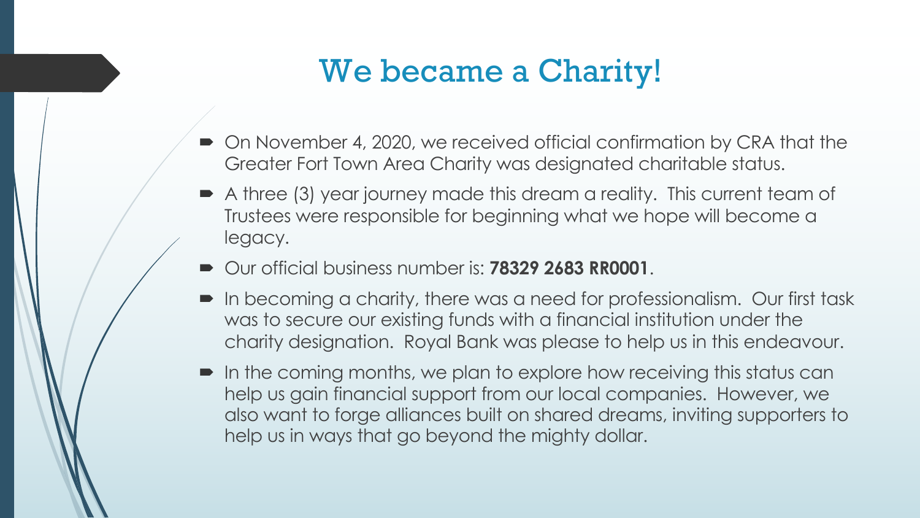# We became a Charity!

- On November 4, 2020, we received official confirmation by CRA that the Greater Fort Town Area Charity was designated charitable status.
- A three (3) year journey made this dream a reality. This current team of Trustees were responsible for beginning what we hope will become a legacy.
- Our official business number is: **78329 2683 RR0001**.
- In becoming a charity, there was a need for professionalism. Our first task was to secure our existing funds with a financial institution under the charity designation. Royal Bank was please to help us in this endeavour.
- In the coming months, we plan to explore how receiving this status can help us gain financial support from our local companies. However, we also want to forge alliances built on shared dreams, inviting supporters to help us in ways that go beyond the mighty dollar.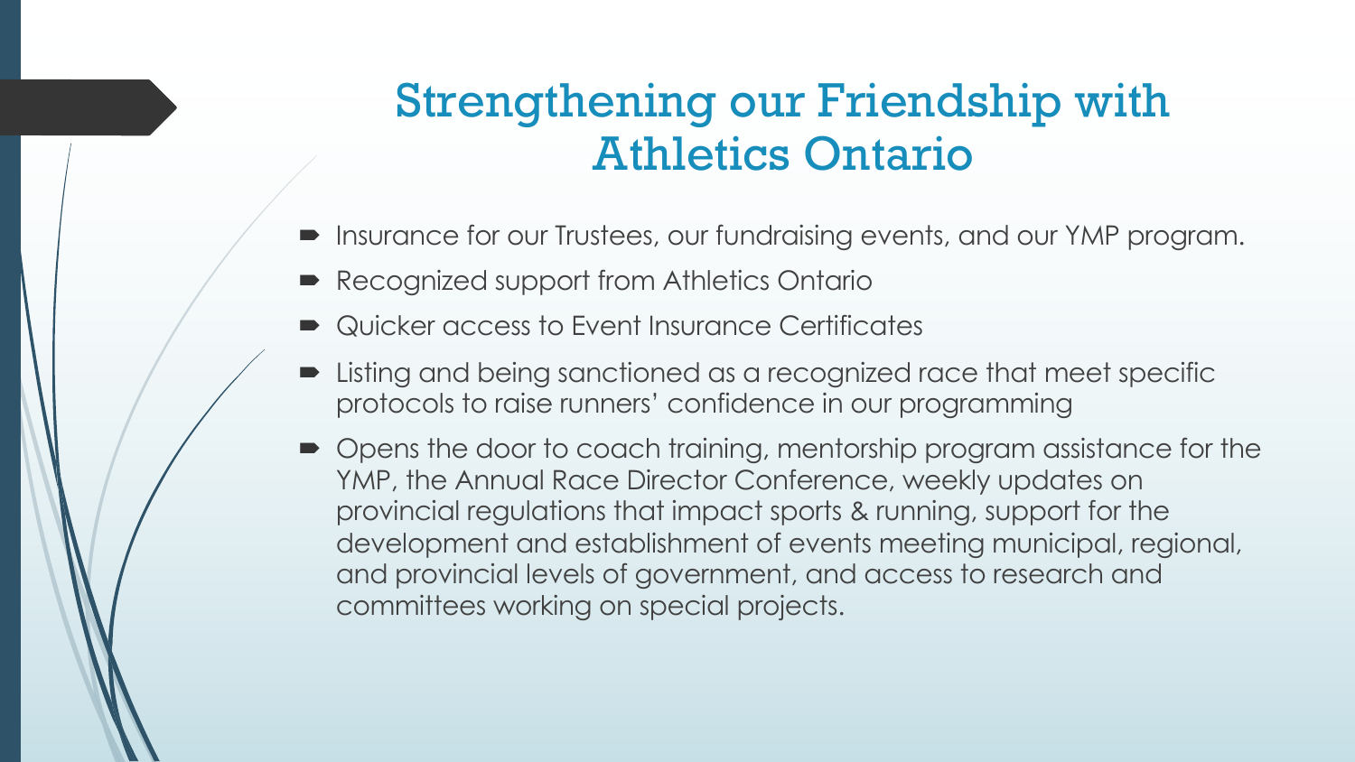# Strengthening our Friendship with Athletics Ontario

- Insurance for our Trustees, our fundraising events, and our YMP program.
- Recognized support from Athletics Ontario
- Quicker access to Event Insurance Certificates
- Listing and being sanctioned as a recognized race that meet specific protocols to raise runners' confidence in our programming
- Opens the door to coach training, mentorship program assistance for the YMP, the Annual Race Director Conference, weekly updates on provincial regulations that impact sports & running, support for the development and establishment of events meeting municipal, regional, and provincial levels of government, and access to research and committees working on special projects.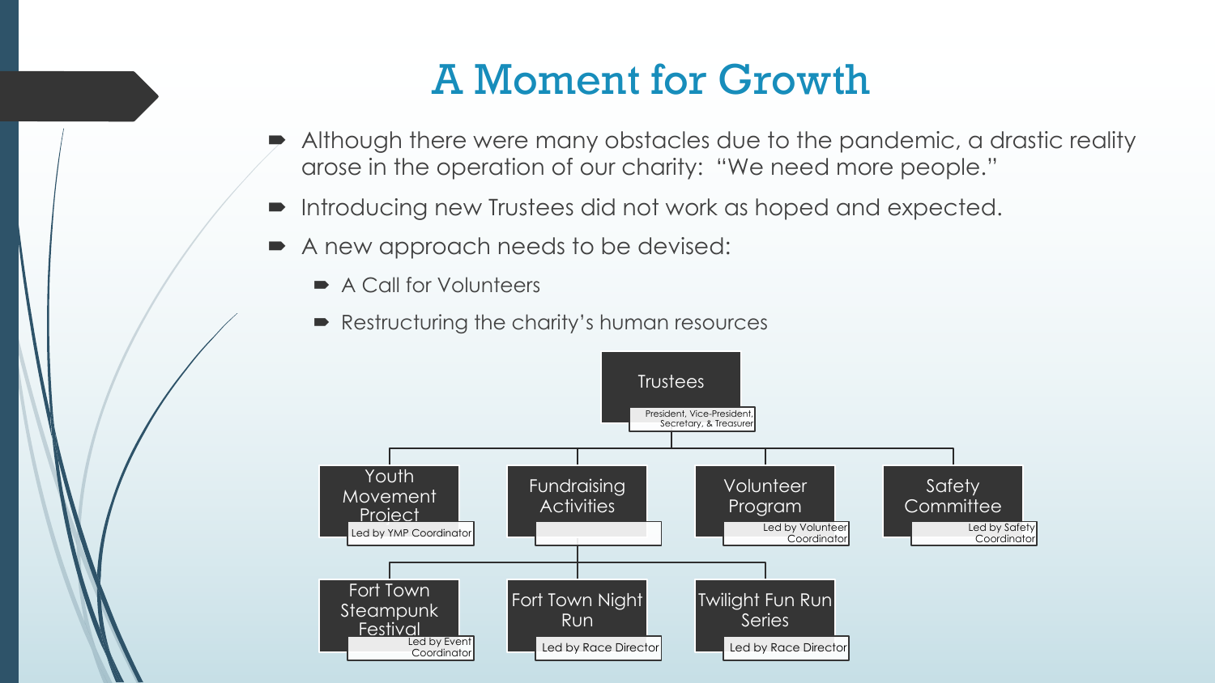# A Moment for Growth

- Although there were many obstacles due to the pandemic, a drastic reality arose in the operation of our charity: "We need more people."
- Introducing new Trustees did not work as hoped and expected.
- A new approach needs to be devised:
  - A Call for Volunteers
  - Restructuring the charity's human resources

- **Trustees** (President, Vice-President, Secretary, & Treasurer)
  - **Youth Movement Project** — Led by YMP Coordinator
  - **Fundraising Activities**
    - **Fort Town Steampunk Festival** — Led by Event Coordinator
    - **Fort Town Night Run** — Led by Race Director
    - **Twilight Fun Run Series** — Led by Race Director
  - **Volunteer Program** — Led by Volunteer Coordinator
  - **Safety Committee** — Led by Safety Coordinator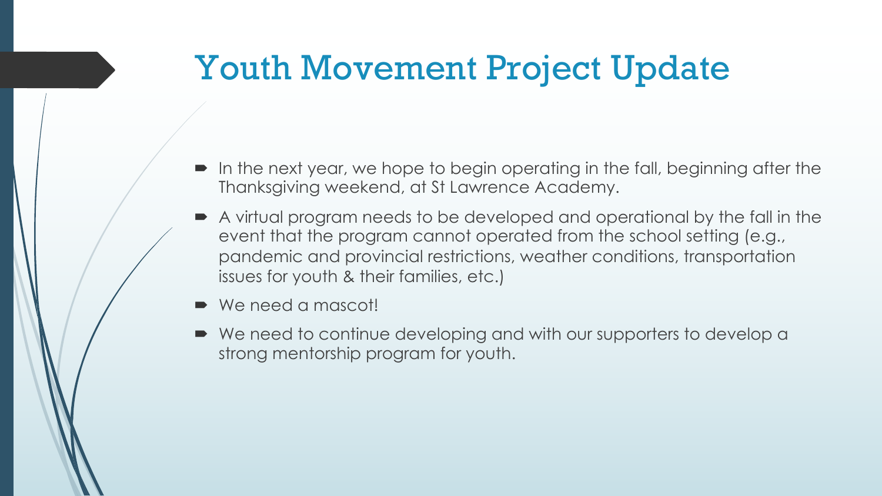# Youth Movement Project Update

- In the next year, we hope to begin operating in the fall, beginning after the Thanksgiving weekend, at St Lawrence Academy.
- A virtual program needs to be developed and operational by the fall in the event that the program cannot operated from the school setting (e.g., pandemic and provincial restrictions, weather conditions, transportation issues for youth & their families, etc.)
- We need a mascot!
- We need to continue developing and with our supporters to develop a strong mentorship program for youth.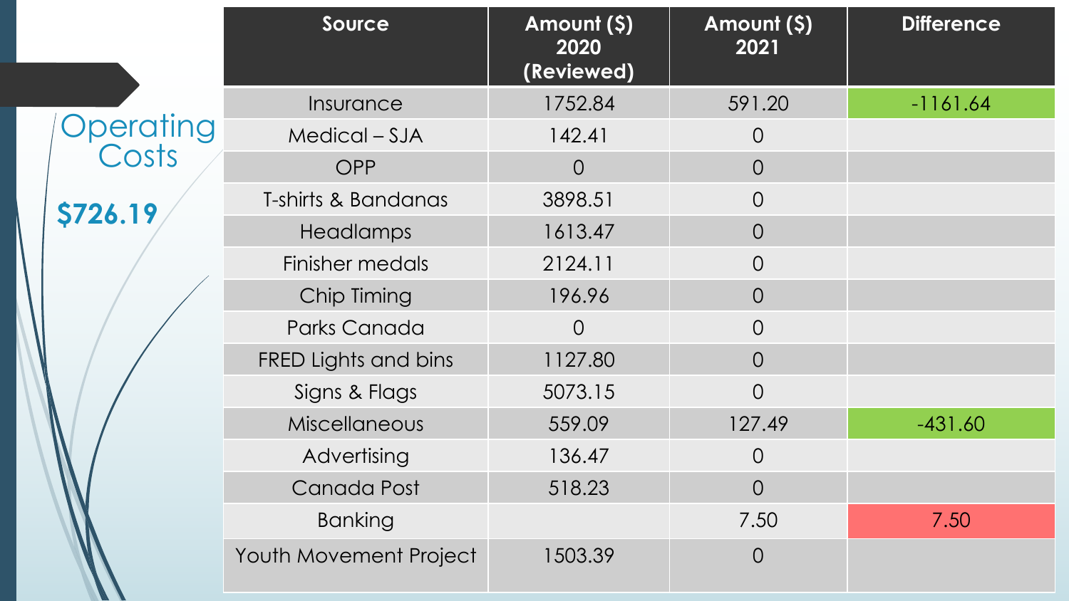# Operating Costs

**$726.19**

| Source | Amount ($) 2020 (Reviewed) | Amount ($) 2021 | Difference |
|---|---|---|---|
| Insurance | 1752.84 | 591.20 | -1161.64 |
| Medical – SJA | 142.41 | 0 | |
| OPP | 0 | 0 | |
| T-shirts & Bandanas | 3898.51 | 0 | |
| Headlamps | 1613.47 | 0 | |
| Finisher medals | 2124.11 | 0 | |
| Chip Timing | 196.96 | 0 | |
| Parks Canada | 0 | 0 | |
| FRED Lights and bins | 1127.80 | 0 | |
| Signs & Flags | 5073.15 | 0 | |
| Miscellaneous | 559.09 | 127.49 | -431.60 |
| Advertising | 136.47 | 0 | |
| Canada Post | 518.23 | 0 | |
| Banking | | 7.50 | 7.50 |
| Youth Movement Project | 1503.39 | 0 | |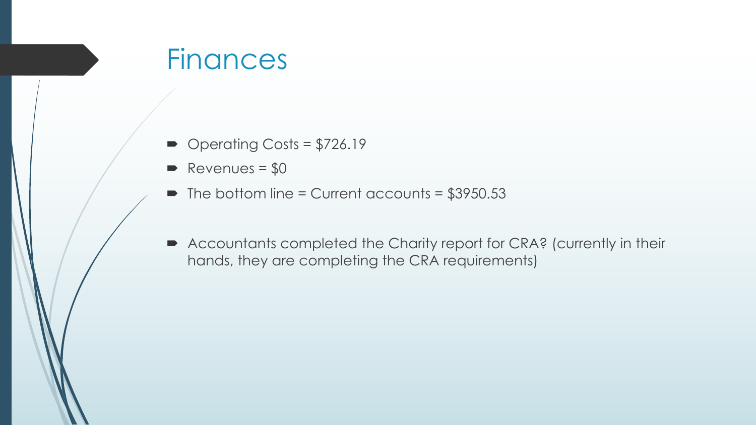# Finances

- Operating Costs = $726.19
- Revenues = $0
- The bottom line = Current accounts = $3950.53

- Accountants completed the Charity report for CRA? (currently in their hands, they are completing the CRA requirements)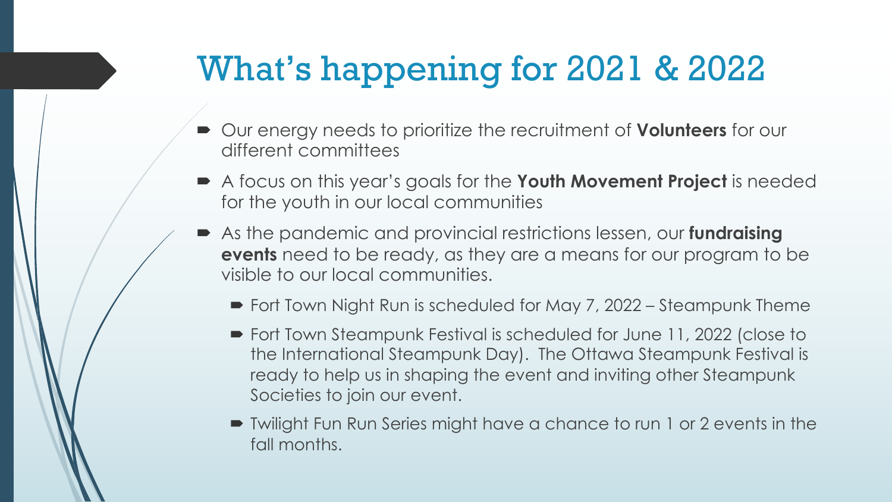# What's happening for 2021 & 2022

- Our energy needs to prioritize the recruitment of **Volunteers** for our different committees
- A focus on this year's goals for the **Youth Movement Project** is needed for the youth in our local communities
- As the pandemic and provincial restrictions lessen, our **fundraising events** need to be ready, as they are a means for our program to be visible to our local communities.
  - Fort Town Night Run is scheduled for May 7, 2022 – Steampunk Theme
  - Fort Town Steampunk Festival is scheduled for June 11, 2022 (close to the International Steampunk Day). The Ottawa Steampunk Festival is ready to help us in shaping the event and inviting other Steampunk Societies to join our event.
  - Twilight Fun Run Series might have a chance to run 1 or 2 events in the fall months.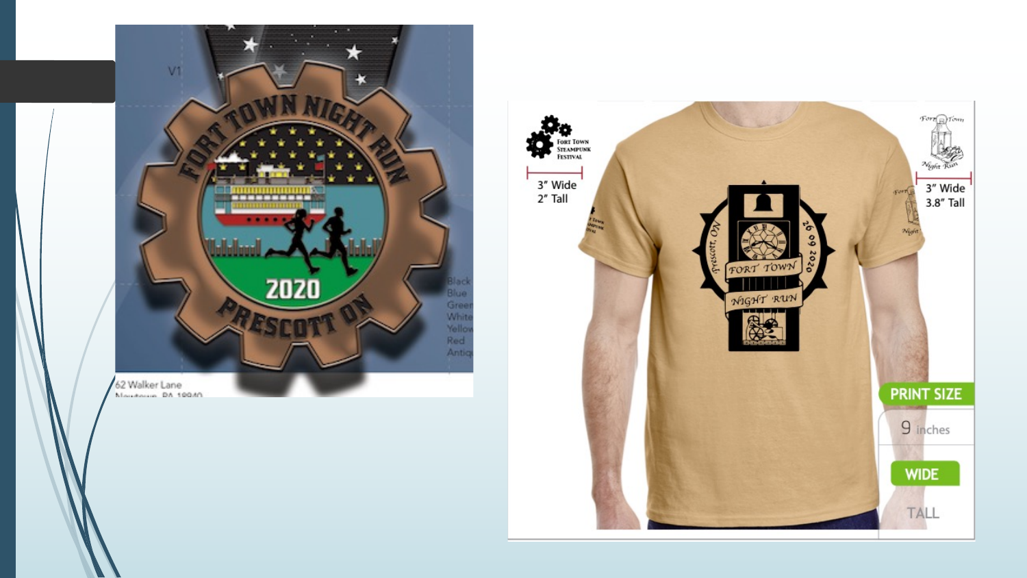V1

FORT TOWN NIGHT RUN

2020

PRESCOTT ON

Black
Blue
Green
White
Yellow
Red
Antiq

62 Walker Lane
Newtown, PA 18940

Fort Town Steampunk Festival

3" Wide
2" Tall

Fort Town Night Run

3" Wide
3.8" Tall

Prescott, ON

26 09 2020

FORT TOWN

NIGHT RUN

PRINT SIZE

9 inches

WIDE

TALL